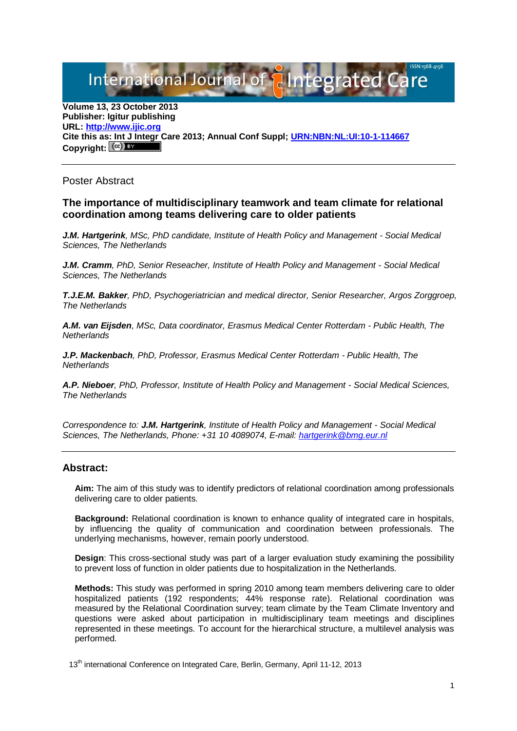**Volume 13, 23 October 2013**
**Publisher: Igitur publishing**
**URL: [http://www.ijic.org](http://www.ijic.org)**
**Cite this as: Int J Integr Care 2013; Annual Conf Suppl; [URN:NBN:NL:UI:10-1-114667](URN:NBN:NL:UI:10-1-114667)**
**Copyright:**

---

Poster Abstract

### The importance of multidisciplinary teamwork and team climate for relational coordination among teams delivering care to older patients

***J.M. Hartgerink***, *MSc, PhD candidate, Institute of Health Policy and Management - Social Medical Sciences, The Netherlands*

***J.M. Cramm***, *PhD, Senior Reseacher, Institute of Health Policy and Management - Social Medical Sciences, The Netherlands*

***T.J.E.M. Bakker***, *PhD, Psychogeriatrician and medical director, Senior Researcher, Argos Zorggroep, The Netherlands*

***A.M. van Eijsden***, *MSc, Data coordinator, Erasmus Medical Center Rotterdam - Public Health, The Netherlands*

***J.P. Mackenbach***, *PhD, Professor, Erasmus Medical Center Rotterdam - Public Health, The Netherlands*

***A.P. Nieboer***, *PhD, Professor, Institute of Health Policy and Management - Social Medical Sciences, The Netherlands*

*Correspondence to:* ***J.M. Hartgerink****, Institute of Health Policy and Management - Social Medical Sciences, The Netherlands, Phone: +31 10 4089074, E-mail: [hartgerink@bmg.eur.nl](mailto:hartgerink@bmg.eur.nl)*

---

## Abstract:

**Aim:** The aim of this study was to identify predictors of relational coordination among professionals delivering care to older patients.

**Background:** Relational coordination is known to enhance quality of integrated care in hospitals, by influencing the quality of communication and coordination between professionals. The underlying mechanisms, however, remain poorly understood.

**Design**: This cross-sectional study was part of a larger evaluation study examining the possibility to prevent loss of function in older patients due to hospitalization in the Netherlands.

**Methods:** This study was performed in spring 2010 among team members delivering care to older hospitalized patients (192 respondents; 44% response rate). Relational coordination was measured by the Relational Coordination survey; team climate by the Team Climate Inventory and questions were asked about participation in multidisciplinary team meetings and disciplines represented in these meetings. To account for the hierarchical structure, a multilevel analysis was performed.

13th international Conference on Integrated Care, Berlin, Germany, April 11-12, 2013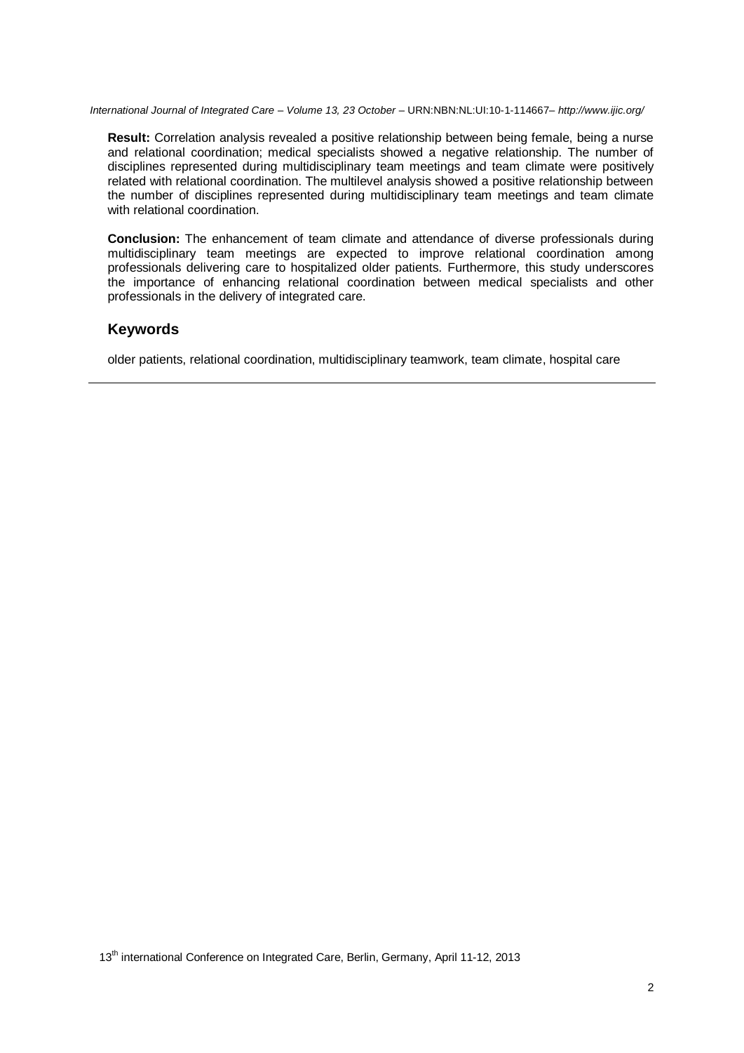**Result:** Correlation analysis revealed a positive relationship between being female, being a nurse and relational coordination; medical specialists showed a negative relationship. The number of disciplines represented during multidisciplinary team meetings and team climate were positively related with relational coordination. The multilevel analysis showed a positive relationship between the number of disciplines represented during multidisciplinary team meetings and team climate with relational coordination.

**Conclusion:** The enhancement of team climate and attendance of diverse professionals during multidisciplinary team meetings are expected to improve relational coordination among professionals delivering care to hospitalized older patients. Furthermore, this study underscores the importance of enhancing relational coordination between medical specialists and other professionals in the delivery of integrated care.

## Keywords

older patients, relational coordination, multidisciplinary teamwork, team climate, hospital care